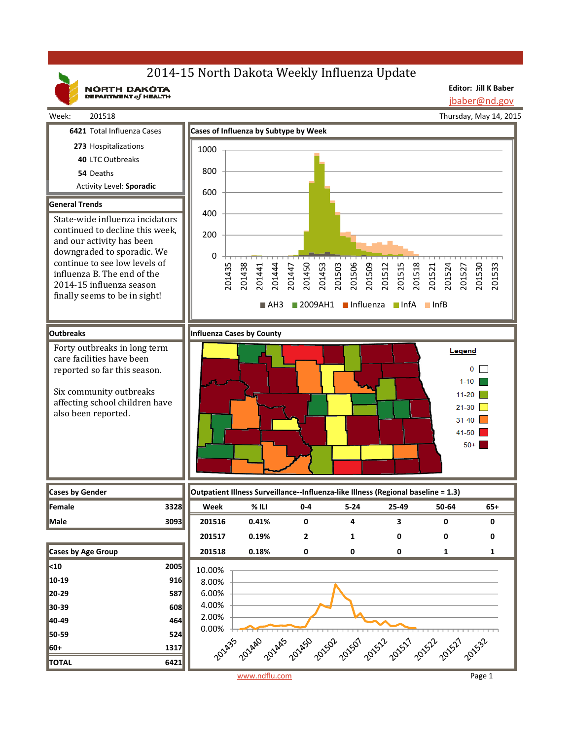# 2014-15 North Dakota Weekly Influenza Update

NORTH DAKOTA DEPARTMENT of HEALTH

**Editor: Jill K Baber**
jbaber@nd.gov

Week: 201518 — Thursday, May 14, 2015

**6421** Total Influenza Cases
**273** Hospitalizations
**40** LTC Outbreaks
**54** Deaths
Activity Level: **Sporadic**

## General Trends

State-wide influenza incidators continued to decline this week, and our activity has been downgraded to sporadic. We continue to see low levels of influenza B. The end of the 2014-15 influenza season finally seems to be in sight!

## Cases of Influenza by Subtype by Week

Legend: AH3, 2009AH1, Influenza, InfA, InfB

## Outbreaks

Forty outbreaks in long term care facilities have been reported so far this season.

Six community outbreaks affecting school children have also been reported.

## Influenza Cases by County

Legend: 0; 1-10; 11-20; 21-30; 31-40; 41-50; 50+

## Cases by Gender

| Cases by Gender | |
|---|---|
| Female | 3328 |
| Male | 3093 |

## Outpatient Illness Surveillance--Influenza-like Illness (Regional baseline = 1.3)

| Week | % ILI | 0-4 | 5-24 | 25-49 | 50-64 | 65+ |
|---|---|---|---|---|---|---|
| 201516 | 0.41% | 0 | 4 | 3 | 0 | 0 |
| 201517 | 0.19% | 2 | 1 | 0 | 0 | 0 |
| 201518 | 0.18% | 0 | 0 | 0 | 1 | 1 |

## Cases by Age Group

| Cases by Age Group | |
|---|---|
| <10 | 2005 |
| 10-19 | 916 |
| 20-29 | 587 |
| 30-39 | 608 |
| 40-49 | 464 |
| 50-59 | 524 |
| 60+ | 1317 |
| TOTAL | 6421 |

www.ndflu.com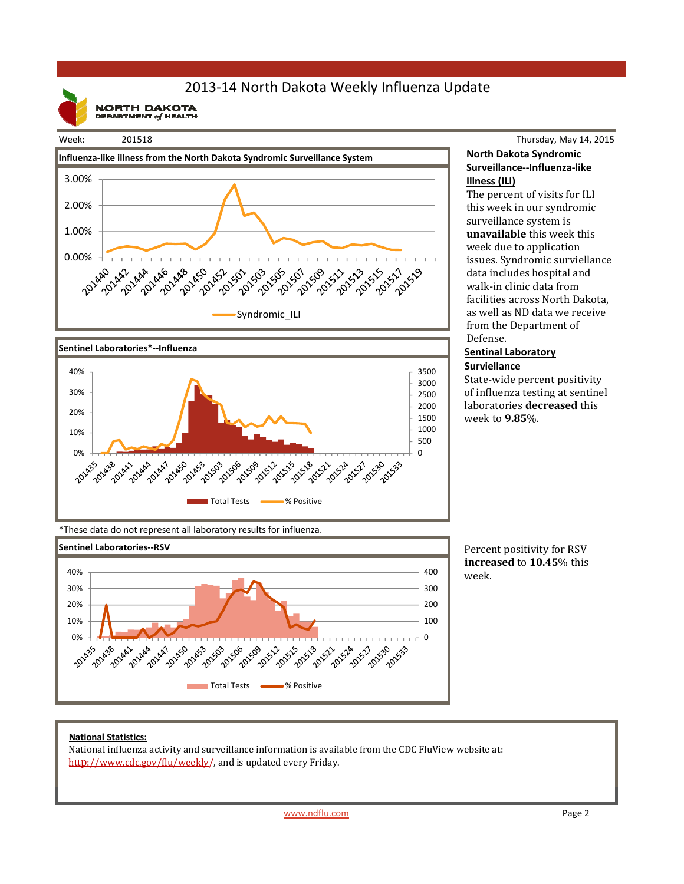# 2013-14 North Dakota Weekly Influenza Update

NORTH DAKOTA DEPARTMENT *of* HEALTH

Week: 201518

Thursday, May 14, 2015

**Influenza-like illness from the North Dakota Syndromic Surveillance System**

Syndromic_ILI

**Sentinel Laboratories\*--Influenza**

Total Tests | % Positive

\*These data do not represent all laboratory results for influenza.

**Sentinel Laboratories--RSV**

Total Tests | % Positive

**North Dakota Syndromic Surveillance--Influenza-like Illness (ILI)**

The percent of visits for ILI this week in our syndromic surveillance system is **unavailable** this week this week due to application issues. Syndromic surviellance data includes hospital and walk-in clinic data from facilities across North Dakota, as well as ND data we receive from the Department of Defense.

**Sentinal Laboratory Surviellance**

State-wide percent positivity of influenza testing at sentinel laboratories **decreased** this week to **9.85**%.

Percent positivity for RSV **increased** to **10.45**% this week.

**National Statistics:**

National influenza activity and surveillance information is available from the CDC FluView website at: http://www.cdc.gov/flu/weekly/, and is updated every Friday.

www.ndflu.com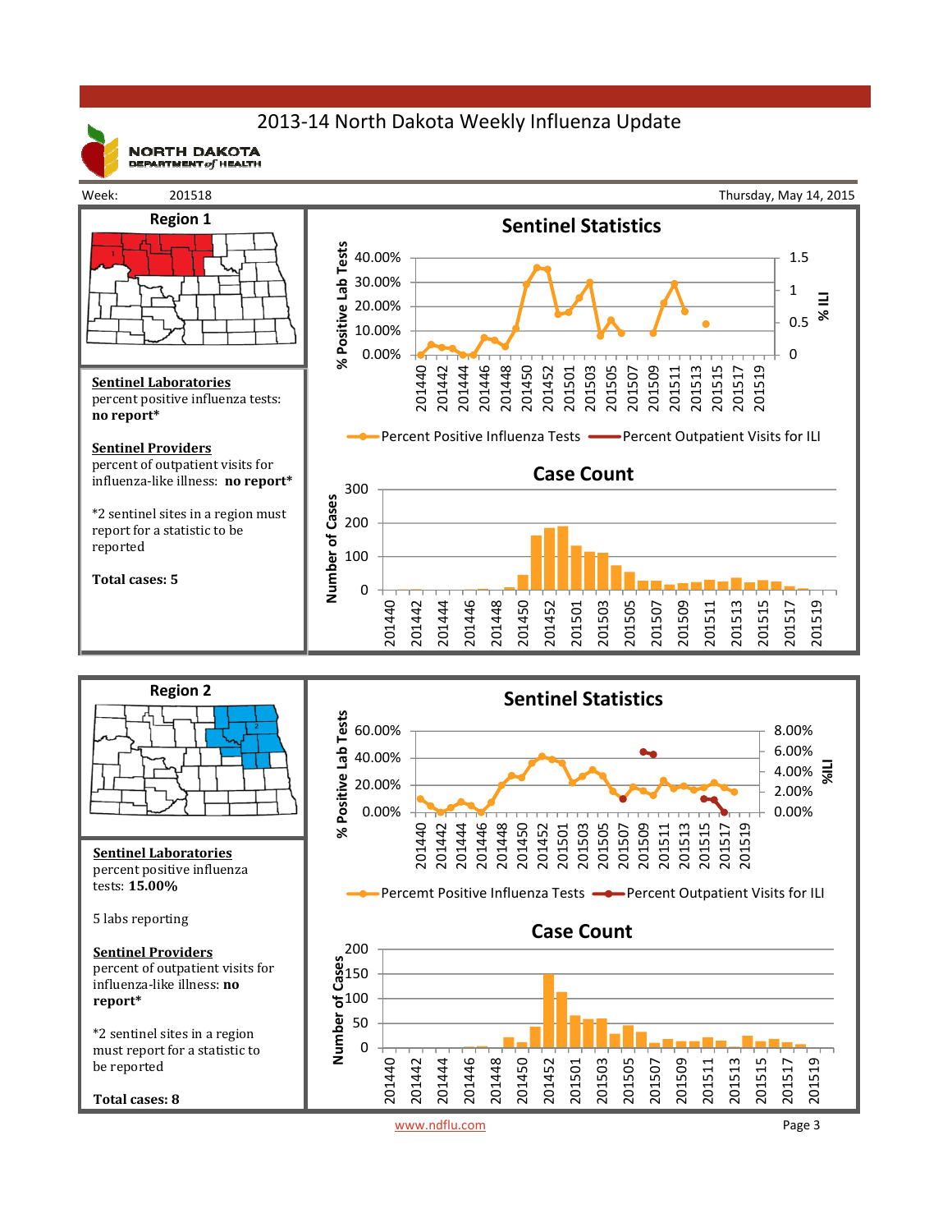# 2013-14 North Dakota Weekly Influenza Update

NORTH DAKOTA DEPARTMENT of HEALTH

Week: 201518 | Thursday, May 14, 2015

## Region 1

**Sentinel Laboratories**
percent positive influenza tests:
**no report***

**Sentinel Providers**
percent of outpatient visits for influenza-like illness: **no report***

*2 sentinel sites in a region must report for a statistic to be reported

**Total cases: 5**

### Sentinel Statistics

% Positive Lab Tests: 0.00%, 10.00%, 20.00%, 30.00%, 40.00%
% ILI: 0, 0.5, 1, 1.5

Weeks: 201440, 201442, 201444, 201446, 201448, 201450, 201452, 201501, 201503, 201505, 201507, 201509, 201511, 201513, 201515, 201517, 201519

Percent Positive Influenza Tests — Percent Outpatient Visits for ILI

### Case Count

Number of Cases: 0, 100, 200, 300

Weeks: 201440, 201442, 201444, 201446, 201448, 201450, 201452, 201501, 201503, 201505, 201507, 201509, 201511, 201513, 201515, 201517, 201519

## Region 2

**Sentinel Laboratories**
percent positive influenza tests: **15.00%**

5 labs reporting

**Sentinel Providers**
percent of outpatient visits for influenza-like illness: **no report***

*2 sentinel sites in a region must report for a statistic to be reported

**Total cases: 8**

### Sentinel Statistics

% Positive Lab Tests: 0.00%, 20.00%, 40.00%, 60.00%
%ILI: 0.00%, 2.00%, 4.00%, 6.00%, 8.00%

Weeks: 201440, 201442, 201444, 201446, 201448, 201450, 201452, 201501, 201503, 201505, 201507, 201509, 201511, 201513, 201515, 201517, 201519

Percemt Positive Influenza Tests — Percent Outpatient Visits for ILI

### Case Count

Number of Cases: 0, 50, 100, 150, 200

Weeks: 201440, 201442, 201444, 201446, 201448, 201450, 201452, 201501, 201503, 201505, 201507, 201509, 201511, 201513, 201515, 201517, 201519

www.ndflu.com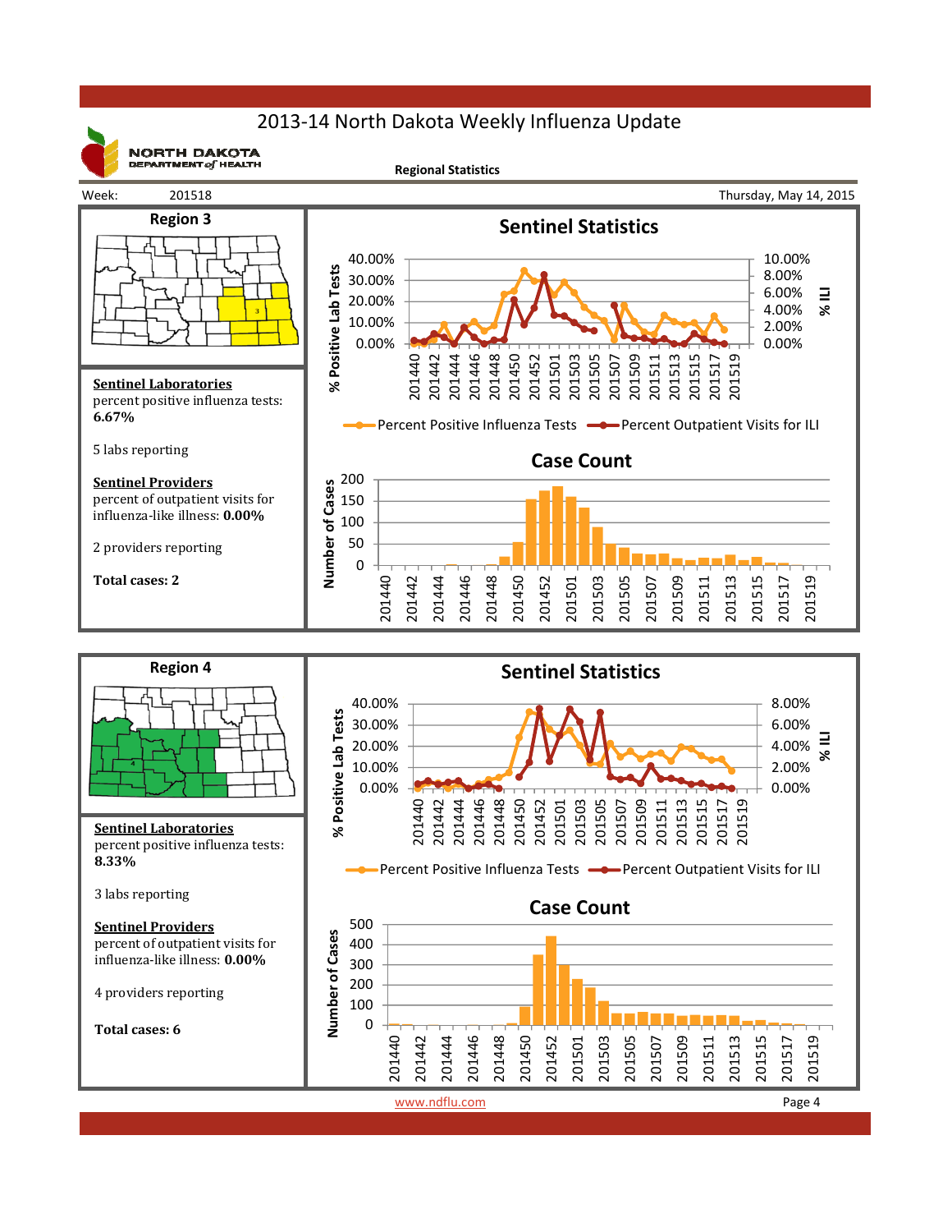# 2013-14 North Dakota Weekly Influenza Update

NORTH DAKOTA DEPARTMENT of HEALTH

**Regional Statistics**

Week: 201518

Thursday, May 14, 2015

## Region 3

3

**Sentinel Laboratories**

percent positive influenza tests: **6.67%**

5 labs reporting

**Sentinel Providers**

percent of outpatient visits for influenza-like illness: **0.00%**

2 providers reporting

**Total cases: 2**

### Sentinel Statistics

% Positive Lab Tests

40.00%
30.00%
20.00%
10.00%
0.00%

% ILI

10.00%
8.00%
6.00%
4.00%
2.00%
0.00%

201440 201442 201444 201446 201448 201450 201452 201501 201503 201505 201507 201509 201511 201513 201515 201517 201519

Percent Positive Influenza Tests
Percent Outpatient Visits for ILI

### Case Count

Number of Cases

200
150
100
50
0

201440 201442 201444 201446 201448 201450 201452 201501 201503 201505 201507 201509 201511 201513 201515 201517 201519

## Region 4

4

**Sentinel Laboratories**

percent positive influenza tests: **8.33%**

3 labs reporting

**Sentinel Providers**

percent of outpatient visits for influenza-like illness: **0.00%**

4 providers reporting

**Total cases: 6**

### Sentinel Statistics

% Positive Lab Tests

40.00%
30.00%
20.00%
10.00%
0.00%

% ILI

8.00%
6.00%
4.00%
2.00%
0.00%

201440 201442 201444 201446 201448 201450 201452 201501 201503 201505 201507 201509 201511 201513 201515 201517 201519

Percent Positive Influenza Tests
Percent Outpatient Visits for ILI

### Case Count

Number of Cases

500
400
300
200
100
0

201440 201442 201444 201446 201448 201450 201452 201501 201503 201505 201507 201509 201511 201513 201515 201517 201519

www.ndflu.com